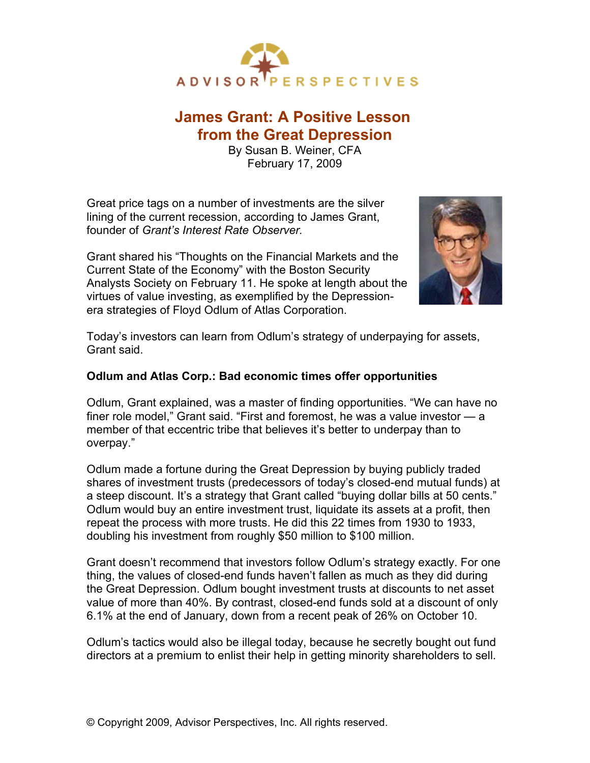# James Grant: A Positive Lesson from the Great Depression

By Susan B. Weiner, CFA
February 17, 2009

Great price tags on a number of investments are the silver lining of the current recession, according to James Grant, founder of *Grant's Interest Rate Observer.*

Grant shared his "Thoughts on the Financial Markets and the Current State of the Economy" with the Boston Security Analysts Society on February 11. He spoke at length about the virtues of value investing, as exemplified by the Depression-era strategies of Floyd Odlum of Atlas Corporation.

Today's investors can learn from Odlum's strategy of underpaying for assets, Grant said.

**Odlum and Atlas Corp.: Bad economic times offer opportunities**

Odlum, Grant explained, was a master of finding opportunities. "We can have no finer role model," Grant said. "First and foremost, he was a value investor — a member of that eccentric tribe that believes it's better to underpay than to overpay."

Odlum made a fortune during the Great Depression by buying publicly traded shares of investment trusts (predecessors of today's closed-end mutual funds) at a steep discount. It's a strategy that Grant called "buying dollar bills at 50 cents." Odlum would buy an entire investment trust, liquidate its assets at a profit, then repeat the process with more trusts. He did this 22 times from 1930 to 1933, doubling his investment from roughly $50 million to $100 million.

Grant doesn't recommend that investors follow Odlum's strategy exactly. For one thing, the values of closed-end funds haven't fallen as much as they did during the Great Depression. Odlum bought investment trusts at discounts to net asset value of more than 40%. By contrast, closed-end funds sold at a discount of only 6.1% at the end of January, down from a recent peak of 26% on October 10.

Odlum's tactics would also be illegal today, because he secretly bought out fund directors at a premium to enlist their help in getting minority shareholders to sell.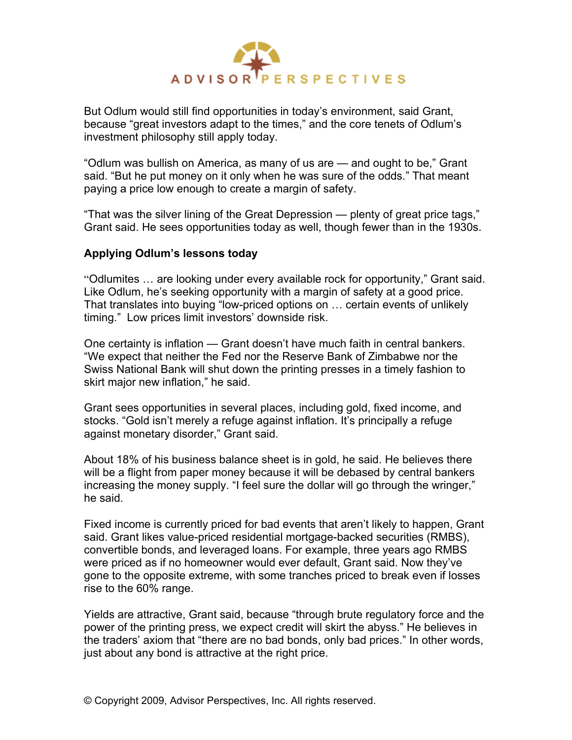But Odlum would still find opportunities in today's environment, said Grant, because "great investors adapt to the times," and the core tenets of Odlum's investment philosophy still apply today.

"Odlum was bullish on America, as many of us are — and ought to be," Grant said. "But he put money on it only when he was sure of the odds." That meant paying a price low enough to create a margin of safety.

"That was the silver lining of the Great Depression — plenty of great price tags," Grant said. He sees opportunities today as well, though fewer than in the 1930s.

**Applying Odlum's lessons today**

"Odlumites … are looking under every available rock for opportunity," Grant said. Like Odlum, he's seeking opportunity with a margin of safety at a good price. That translates into buying "low-priced options on … certain events of unlikely timing." Low prices limit investors' downside risk.

One certainty is inflation — Grant doesn't have much faith in central bankers. "We expect that neither the Fed nor the Reserve Bank of Zimbabwe nor the Swiss National Bank will shut down the printing presses in a timely fashion to skirt major new inflation," he said.

Grant sees opportunities in several places, including gold, fixed income, and stocks. "Gold isn't merely a refuge against inflation. It's principally a refuge against monetary disorder," Grant said.

About 18% of his business balance sheet is in gold, he said. He believes there will be a flight from paper money because it will be debased by central bankers increasing the money supply. "I feel sure the dollar will go through the wringer," he said.

Fixed income is currently priced for bad events that aren't likely to happen, Grant said. Grant likes value-priced residential mortgage-backed securities (RMBS), convertible bonds, and leveraged loans. For example, three years ago RMBS were priced as if no homeowner would ever default, Grant said. Now they've gone to the opposite extreme, with some tranches priced to break even if losses rise to the 60% range.

Yields are attractive, Grant said, because "through brute regulatory force and the power of the printing press, we expect credit will skirt the abyss." He believes in the traders' axiom that "there are no bad bonds, only bad prices." In other words, just about any bond is attractive at the right price.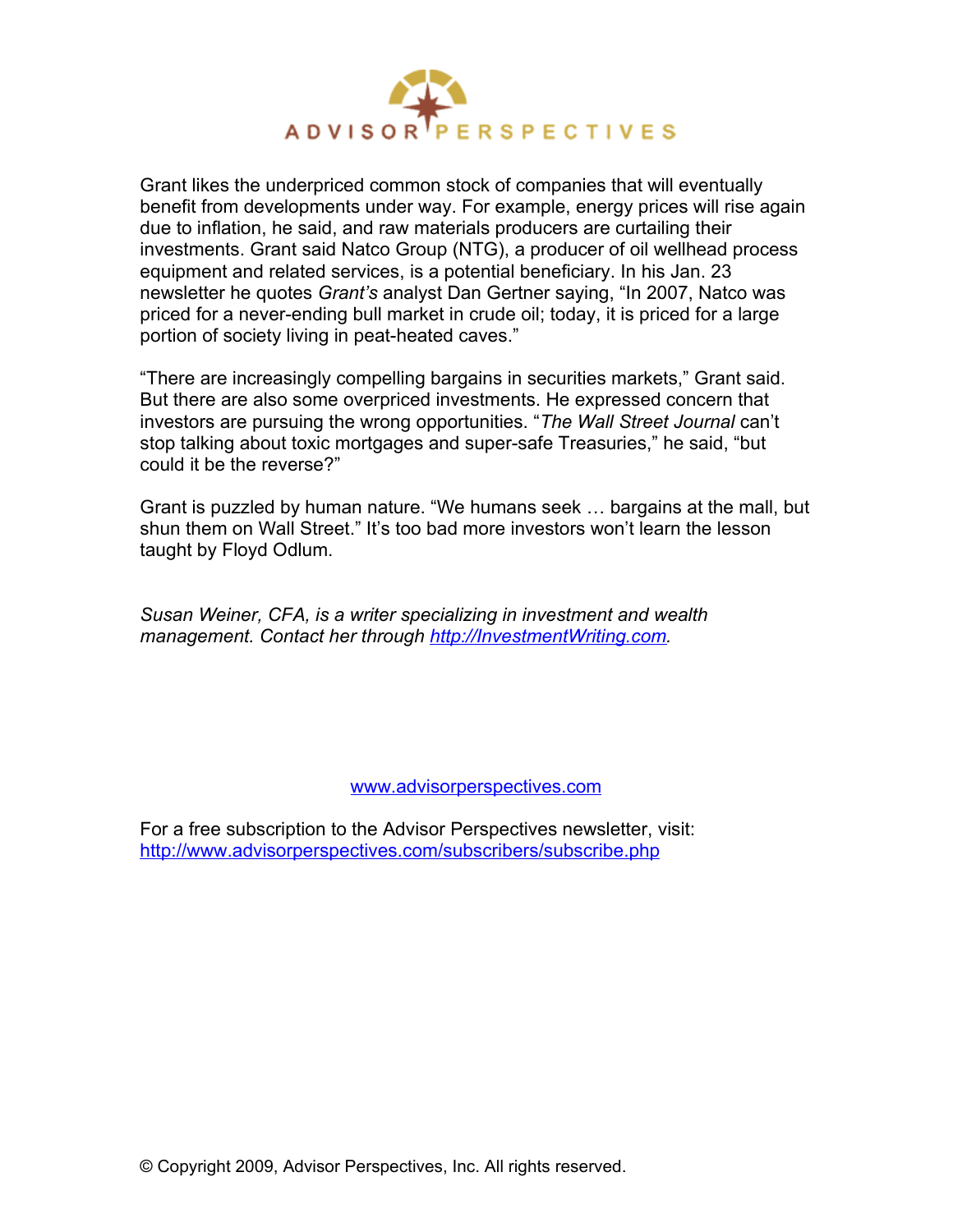Grant likes the underpriced common stock of companies that will eventually benefit from developments under way. For example, energy prices will rise again due to inflation, he said, and raw materials producers are curtailing their investments. Grant said Natco Group (NTG), a producer of oil wellhead process equipment and related services, is a potential beneficiary. In his Jan. 23 newsletter he quotes *Grant's* analyst Dan Gertner saying, "In 2007, Natco was priced for a never-ending bull market in crude oil; today, it is priced for a large portion of society living in peat-heated caves."

"There are increasingly compelling bargains in securities markets," Grant said. But there are also some overpriced investments. He expressed concern that investors are pursuing the wrong opportunities. "*The Wall Street Journal* can't stop talking about toxic mortgages and super-safe Treasuries," he said, "but could it be the reverse?"

Grant is puzzled by human nature. "We humans seek … bargains at the mall, but shun them on Wall Street." It's too bad more investors won't learn the lesson taught by Floyd Odlum.

*Susan Weiner, CFA, is a writer specializing in investment and wealth management. Contact her through [http://InvestmentWriting.com](http://InvestmentWriting.com).*

[www.advisorperspectives.com](http://www.advisorperspectives.com)

For a free subscription to the Advisor Perspectives newsletter, visit: [http://www.advisorperspectives.com/subscribers/subscribe.php](http://www.advisorperspectives.com/subscribers/subscribe.php)

© Copyright 2009, Advisor Perspectives, Inc. All rights reserved.